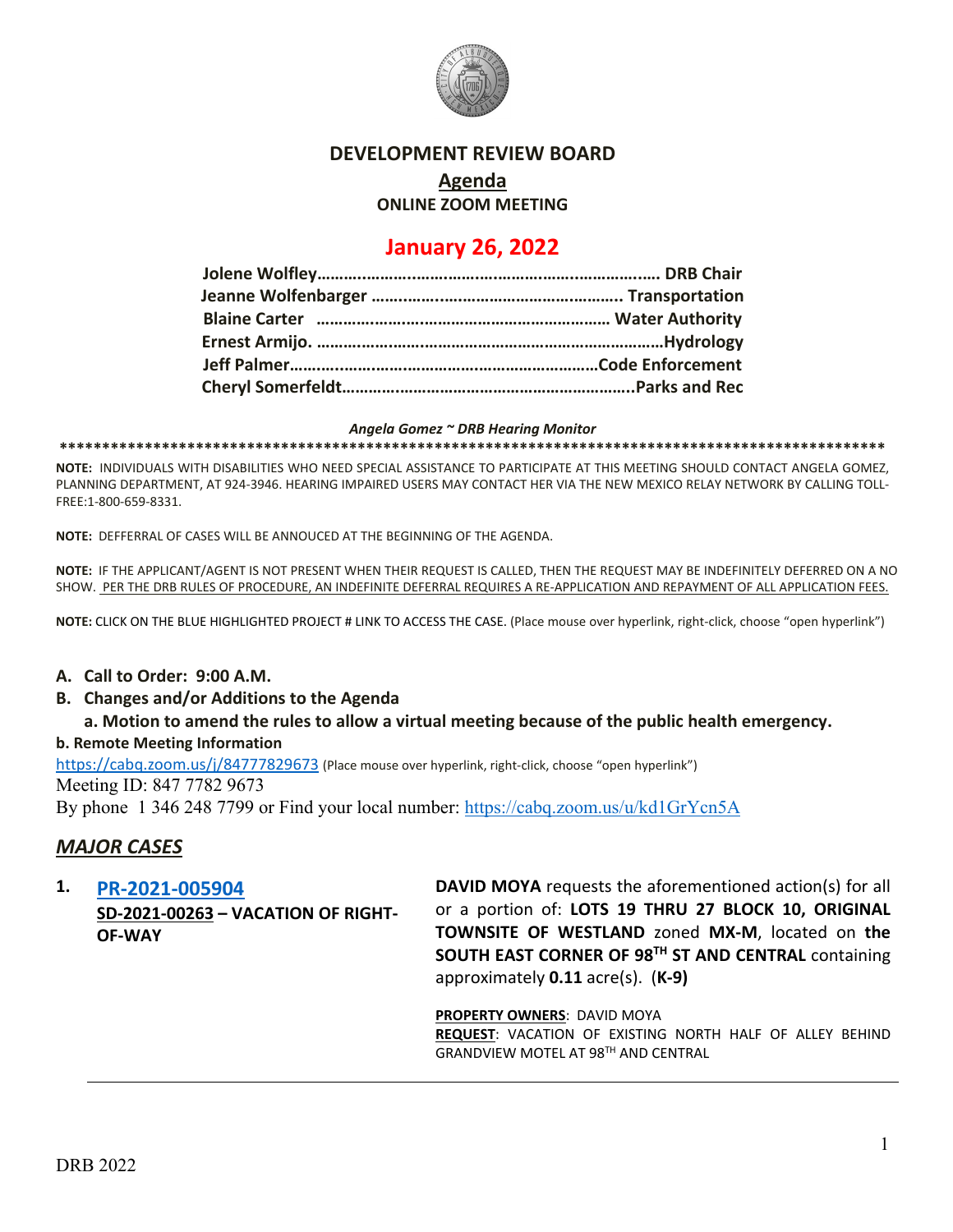# DEVELOPMENT REVIEW BOARD

## Agenda

**ONLINE ZOOM MEETING**

## January 26, 2022

**Jolene Wolfley……………………………………………………………… DRB Chair**
**Jeanne Wolfenbarger ……………………………………………….. Transportation**
**Blaine Carter ………………………………………………………… Water Authority**
**Ernest Armijo. ……………………………………………………………………Hydrology**
**Jeff Palmer…………………………………………………………………Code Enforcement**
**Cheryl Somerfeldt………………………………………………………..Parks and Rec**

***Angela Gomez ~ DRB Hearing Monitor***

**************************************************************************************************

**NOTE:** INDIVIDUALS WITH DISABILITIES WHO NEED SPECIAL ASSISTANCE TO PARTICIPATE AT THIS MEETING SHOULD CONTACT ANGELA GOMEZ, PLANNING DEPARTMENT, AT 924-3946. HEARING IMPAIRED USERS MAY CONTACT HER VIA THE NEW MEXICO RELAY NETWORK BY CALLING TOLL-FREE:1-800-659-8331.

**NOTE:** DEFFERRAL OF CASES WILL BE ANNOUCED AT THE BEGINNING OF THE AGENDA.

**NOTE:** IF THE APPLICANT/AGENT IS NOT PRESENT WHEN THEIR REQUEST IS CALLED, THEN THE REQUEST MAY BE INDEFINITELY DEFERRED ON A NO SHOW. PER THE DRB RULES OF PROCEDURE, AN INDEFINITE DEFERRAL REQUIRES A RE-APPLICATION AND REPAYMENT OF ALL APPLICATION FEES.

**NOTE:** CLICK ON THE BLUE HIGHLIGHTED PROJECT # LINK TO ACCESS THE CASE. (Place mouse over hyperlink, right-click, choose "open hyperlink")

**A. Call to Order: 9:00 A.M.**

**B. Changes and/or Additions to the Agenda**

**a. Motion to amend the rules to allow a virtual meeting because of the public health emergency.**

**b. Remote Meeting Information**

https://cabq.zoom.us/j/84777829673 (Place mouse over hyperlink, right-click, choose "open hyperlink")

Meeting ID: 847 7782 9673

By phone 1 346 248 7799 or Find your local number: https://cabq.zoom.us/u/kd1GrYcn5A

## *MAJOR CASES*

**1. PR-2021-005904**
**SD-2021-00263 – VACATION OF RIGHT-OF-WAY**

**DAVID MOYA** requests the aforementioned action(s) for all or a portion of: **LOTS 19 THRU 27 BLOCK 10, ORIGINAL TOWNSITE OF WESTLAND** zoned **MX-M**, located on **the SOUTH EAST CORNER OF 98TH ST AND CENTRAL** containing approximately **0.11** acre(s). (**K-9)**

**PROPERTY OWNERS**: DAVID MOYA
**REQUEST**: VACATION OF EXISTING NORTH HALF OF ALLEY BEHIND GRANDVIEW MOTEL AT 98TH AND CENTRAL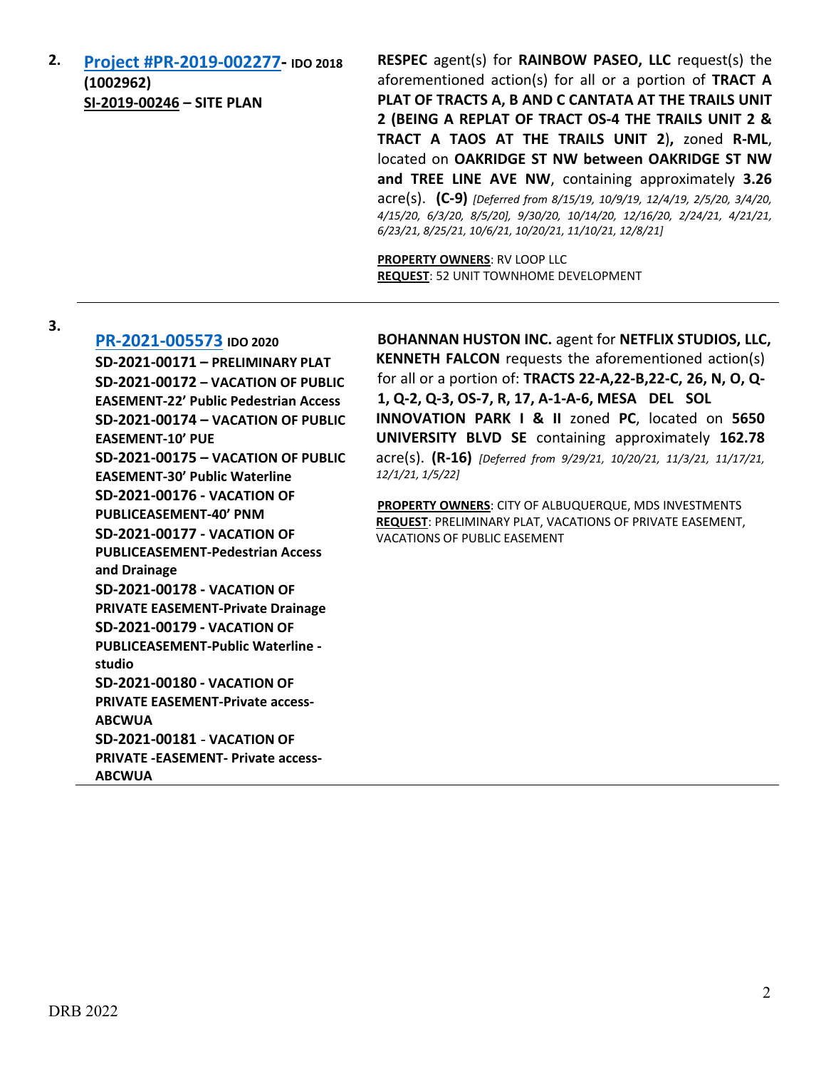2. **Project #PR-2019-002277- IDO 2018 (1002962)**
**SI-2019-00246 – SITE PLAN**

**RESPEC** agent(s) for **RAINBOW PASEO, LLC** request(s) the aforementioned action(s) for all or a portion of **TRACT A PLAT OF TRACTS A, B AND C CANTATA AT THE TRAILS UNIT 2 (BEING A REPLAT OF TRACT OS-4 THE TRAILS UNIT 2 & TRACT A TAOS AT THE TRAILS UNIT 2),** zoned **R-ML**, located on **OAKRIDGE ST NW between OAKRIDGE ST NW and TREE LINE AVE NW**, containing approximately **3.26** acre(s). **(C-9)** *[Deferred from 8/15/19, 10/9/19, 12/4/19, 2/5/20, 3/4/20, 4/15/20, 6/3/20, 8/5/20], 9/30/20, 10/14/20, 12/16/20, 2/24/21, 4/21/21, 6/23/21, 8/25/21, 10/6/21, 10/20/21, 11/10/21, 12/8/21]*

**PROPERTY OWNERS**: RV LOOP LLC
**REQUEST**: 52 UNIT TOWNHOME DEVELOPMENT

---

3. **PR-2021-005573 IDO 2020**
**SD-2021-00171 – PRELIMINARY PLAT**
**SD-2021-00172 – VACATION OF PUBLIC EASEMENT-22' Public Pedestrian Access**
**SD-2021-00174 – VACATION OF PUBLIC EASEMENT-10' PUE**
**SD-2021-00175 – VACATION OF PUBLIC EASEMENT-30' Public Waterline**
**SD-2021-00176 - VACATION OF PUBLICEASEMENT-40' PNM**
**SD-2021-00177 - VACATION OF PUBLICEASEMENT-Pedestrian Access and Drainage**
**SD-2021-00178 - VACATION OF PRIVATE EASEMENT-Private Drainage**
**SD-2021-00179 - VACATION OF PUBLICEASEMENT-Public Waterline - studio**
**SD-2021-00180 - VACATION OF PRIVATE EASEMENT-Private access-ABCWUA**
**SD-2021-00181 - VACATION OF PRIVATE -EASEMENT- Private access-ABCWUA**

**BOHANNAN HUSTON INC.** agent for **NETFLIX STUDIOS, LLC, KENNETH FALCON** requests the aforementioned action(s) for all or a portion of: **TRACTS 22-A,22-B,22-C, 26, N, O, Q-1, Q-2, Q-3, OS-7, R, 17, A-1-A-6, MESA DEL SOL INNOVATION PARK I & II** zoned **PC**, located on **5650 UNIVERSITY BLVD SE** containing approximately **162.78** acre(s). **(R-16)** *[Deferred from 9/29/21, 10/20/21, 11/3/21, 11/17/21, 12/1/21, 1/5/22]*

**PROPERTY OWNERS**: CITY OF ALBUQUERQUE, MDS INVESTMENTS
**REQUEST**: PRELIMINARY PLAT, VACATIONS OF PRIVATE EASEMENT, VACATIONS OF PUBLIC EASEMENT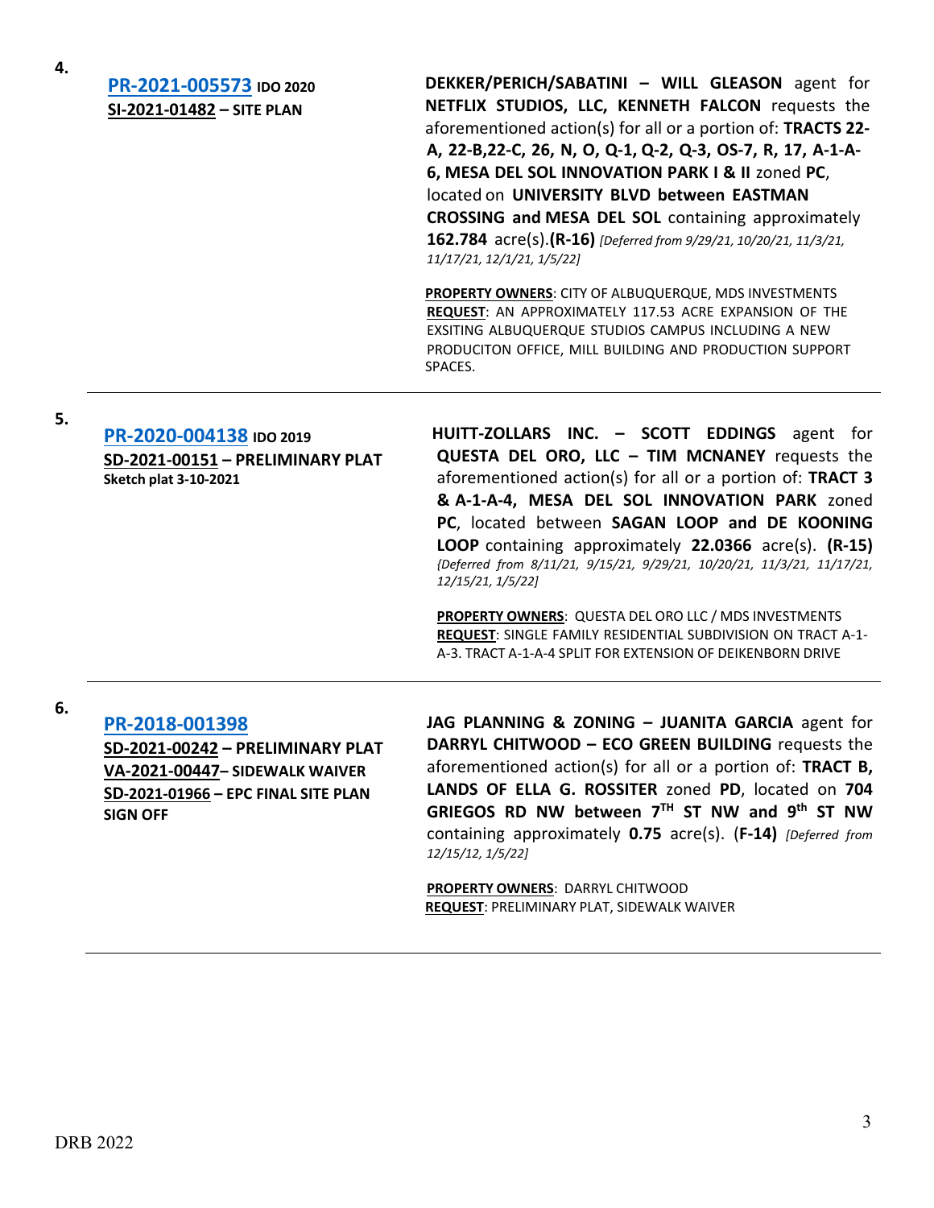**4.**

**PR-2021-005573** **IDO 2020**
**SI-2021-01482 – SITE PLAN**

**DEKKER/PERICH/SABATINI – WILL GLEASON** agent for **NETFLIX STUDIOS, LLC, KENNETH FALCON** requests the aforementioned action(s) for all or a portion of: **TRACTS 22-A, 22-B,22-C, 26, N, O, Q-1, Q-2, Q-3, OS-7, R, 17, A-1-A-6, MESA DEL SOL INNOVATION PARK I & II** zoned **PC**, located on **UNIVERSITY BLVD between EASTMAN CROSSING and MESA DEL SOL** containing approximately **162.784** acre(s).**(R-16)** *[Deferred from 9/29/21, 10/20/21, 11/3/21, 11/17/21, 12/1/21, 1/5/22]*

**PROPERTY OWNERS**: CITY OF ALBUQUERQUE, MDS INVESTMENTS
**REQUEST**: AN APPROXIMATELY 117.53 ACRE EXPANSION OF THE EXSITING ALBUQUERQUE STUDIOS CAMPUS INCLUDING A NEW PRODUCITON OFFICE, MILL BUILDING AND PRODUCTION SUPPORT SPACES.

---

**5.**

**PR-2020-004138** **IDO 2019**
**SD-2021-00151 – PRELIMINARY PLAT**
**Sketch plat 3-10-2021**

**HUITT-ZOLLARS INC. – SCOTT EDDINGS** agent for **QUESTA DEL ORO, LLC – TIM MCNANEY** requests the aforementioned action(s) for all or a portion of: **TRACT 3 & A-1-A-4, MESA DEL SOL INNOVATION PARK** zoned **PC**, located between **SAGAN LOOP and DE KOONING LOOP** containing approximately **22.0366** acre(s). **(R-15)** *{Deferred from 8/11/21, 9/15/21, 9/29/21, 10/20/21, 11/3/21, 11/17/21, 12/15/21, 1/5/22]*

**PROPERTY OWNERS**: QUESTA DEL ORO LLC / MDS INVESTMENTS
**REQUEST**: SINGLE FAMILY RESIDENTIAL SUBDIVISION ON TRACT A-1-A-3. TRACT A-1-A-4 SPLIT FOR EXTENSION OF DEIKENBORN DRIVE

---

**6.**

**PR-2018-001398**
**SD-2021-00242 – PRELIMINARY PLAT**
**VA-2021-00447– SIDEWALK WAIVER**
**SD-2021-01966 – EPC FINAL SITE PLAN SIGN OFF**

**JAG PLANNING & ZONING – JUANITA GARCIA** agent for **DARRYL CHITWOOD – ECO GREEN BUILDING** requests the aforementioned action(s) for all or a portion of: **TRACT B, LANDS OF ELLA G. ROSSITER** zoned **PD**, located on **704 GRIEGOS RD NW between 7TH ST NW and 9th ST NW** containing approximately **0.75** acre(s). (**F-14)** *[Deferred from 12/15/12, 1/5/22]*

**PROPERTY OWNERS**: DARRYL CHITWOOD
**REQUEST**: PRELIMINARY PLAT, SIDEWALK WAIVER

---

DRB 2022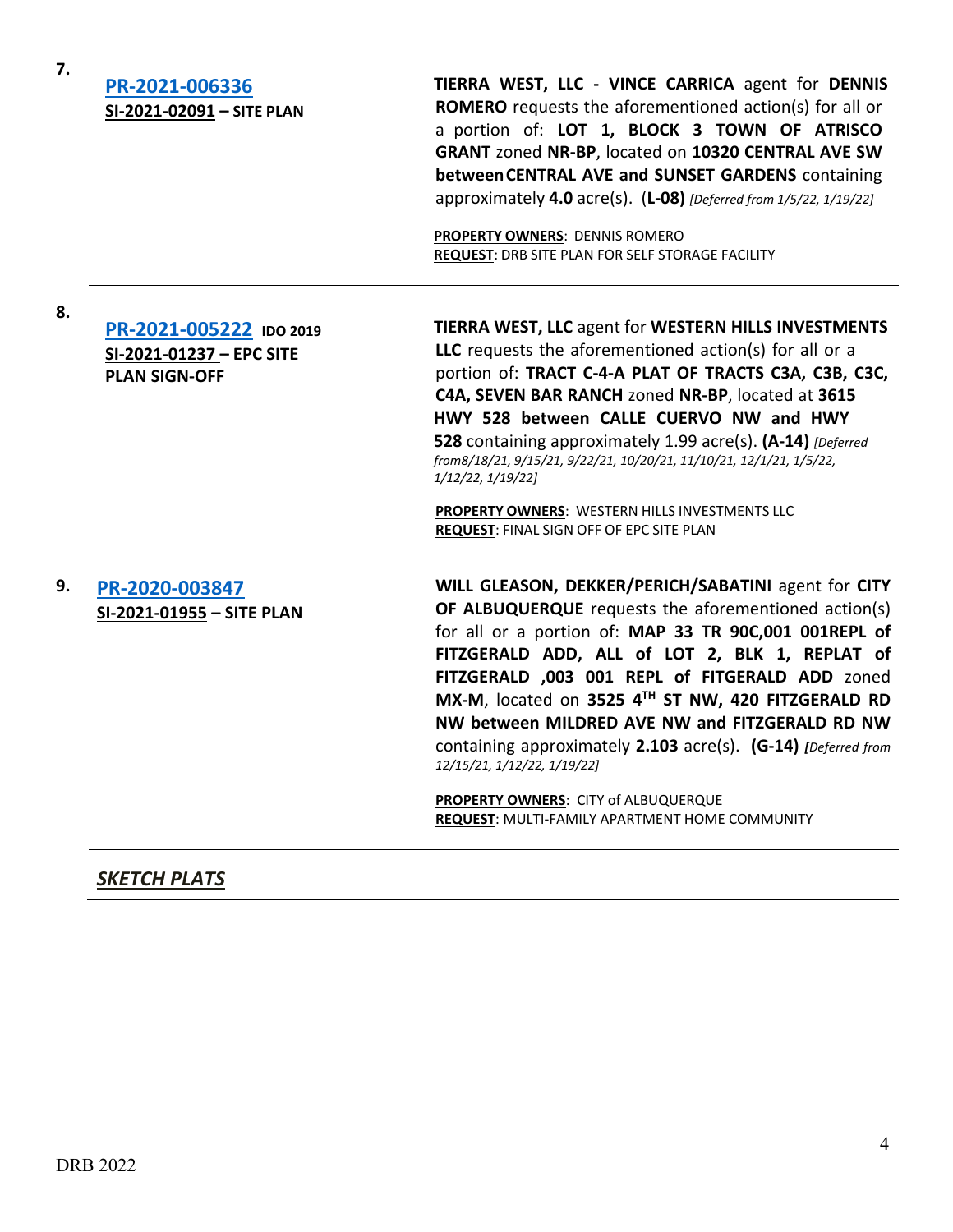**7.**

**PR-2021-006336**
**SI-2021-02091 – SITE PLAN**

**TIERRA WEST, LLC - VINCE CARRICA** agent for **DENNIS ROMERO** requests the aforementioned action(s) for all or a portion of: **LOT 1, BLOCK 3 TOWN OF ATRISCO GRANT** zoned **NR-BP**, located on **10320 CENTRAL AVE SW between CENTRAL AVE and SUNSET GARDENS** containing approximately **4.0** acre(s). (**L-08)** *[Deferred from 1/5/22, 1/19/22]*

**PROPERTY OWNERS**: DENNIS ROMERO
**REQUEST**: DRB SITE PLAN FOR SELF STORAGE FACILITY

---

**8.**

**PR-2021-005222 IDO 2019**
**SI-2021-01237 – EPC SITE PLAN SIGN-OFF**

**TIERRA WEST, LLC** agent for **WESTERN HILLS INVESTMENTS LLC** requests the aforementioned action(s) for all or a portion of: **TRACT C-4-A PLAT OF TRACTS C3A, C3B, C3C, C4A, SEVEN BAR RANCH** zoned **NR-BP**, located at **3615 HWY 528 between CALLE CUERVO NW and HWY 528** containing approximately 1.99 acre(s). **(A-14)** *[Deferred from8/18/21, 9/15/21, 9/22/21, 10/20/21, 11/10/21, 12/1/21, 1/5/22, 1/12/22, 1/19/22]*

**PROPERTY OWNERS**: WESTERN HILLS INVESTMENTS LLC
**REQUEST**: FINAL SIGN OFF OF EPC SITE PLAN

---

**9.**

**PR-2020-003847**
**SI-2021-01955 – SITE PLAN**

**WILL GLEASON, DEKKER/PERICH/SABATINI** agent for **CITY OF ALBUQUERQUE** requests the aforementioned action(s) for all or a portion of: **MAP 33 TR 90C,001 001REPL of FITZGERALD ADD, ALL of LOT 2, BLK 1, REPLAT of FITZGERALD ,003 001 REPL of FITGERALD ADD** zoned **MX-M**, located on **3525 4TH ST NW, 420 FITZGERALD RD NW between MILDRED AVE NW and FITZGERALD RD NW** containing approximately **2.103** acre(s). **(G-14)** *[Deferred from 12/15/21, 1/12/22, 1/19/22]*

**PROPERTY OWNERS**: CITY of ALBUQUERQUE
**REQUEST**: MULTI-FAMILY APARTMENT HOME COMMUNITY

---

***SKETCH PLATS***

DRB 2022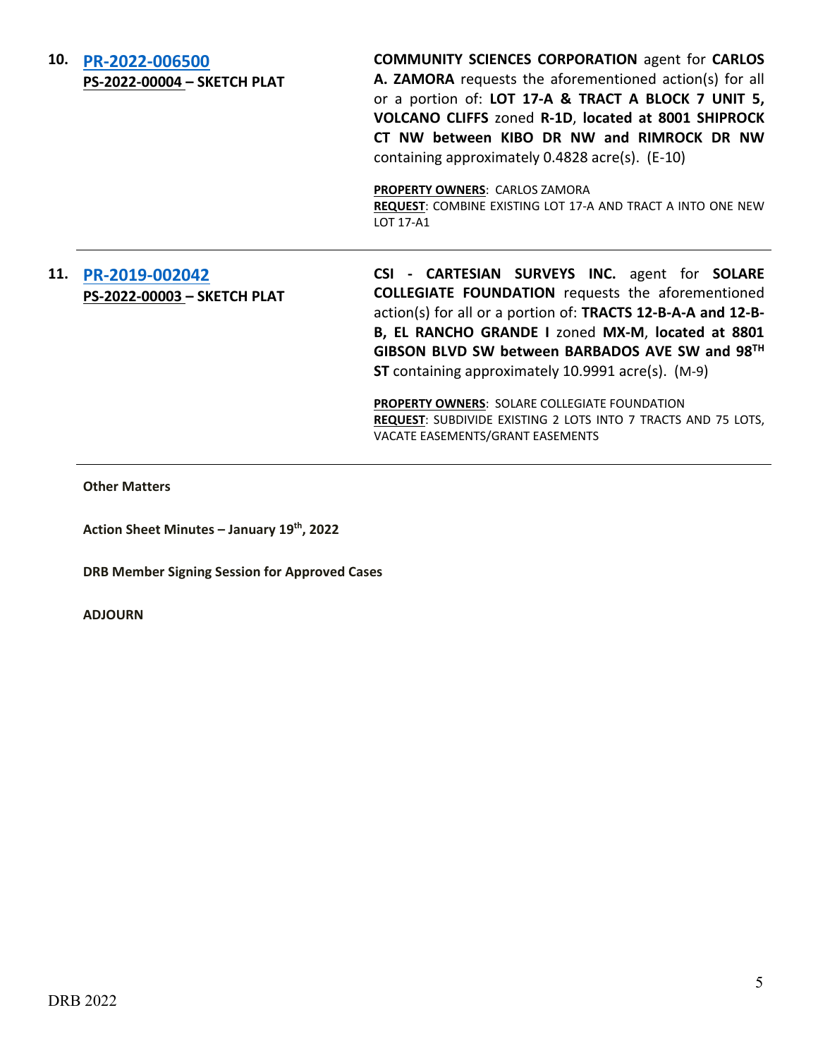10. **PR-2022-006500**
**PS-2022-00004 – SKETCH PLAT**

**COMMUNITY SCIENCES CORPORATION** agent for **CARLOS A. ZAMORA** requests the aforementioned action(s) for all or a portion of: **LOT 17-A & TRACT A BLOCK 7 UNIT 5, VOLCANO CLIFFS** zoned **R-1D**, **located at 8001 SHIPROCK CT NW between KIBO DR NW and RIMROCK DR NW** containing approximately 0.4828 acre(s). (E-10)

**PROPERTY OWNERS**: CARLOS ZAMORA
**REQUEST**: COMBINE EXISTING LOT 17-A AND TRACT A INTO ONE NEW LOT 17-A1

---

11. **PR-2019-002042**
**PS-2022-00003 – SKETCH PLAT**

**CSI - CARTESIAN SURVEYS INC.** agent for **SOLARE COLLEGIATE FOUNDATION** requests the aforementioned action(s) for all or a portion of: **TRACTS 12-B-A-A and 12-B-B, EL RANCHO GRANDE I** zoned **MX-M**, **located at 8801 GIBSON BLVD SW between BARBADOS AVE SW and 98TH ST** containing approximately 10.9991 acre(s). (M-9)

**PROPERTY OWNERS**: SOLARE COLLEGIATE FOUNDATION
**REQUEST**: SUBDIVIDE EXISTING 2 LOTS INTO 7 TRACTS AND 75 LOTS, VACATE EASEMENTS/GRANT EASEMENTS

---

**Other Matters**

**Action Sheet Minutes – January 19th, 2022**

**DRB Member Signing Session for Approved Cases**

**ADJOURN**

DRB 2022